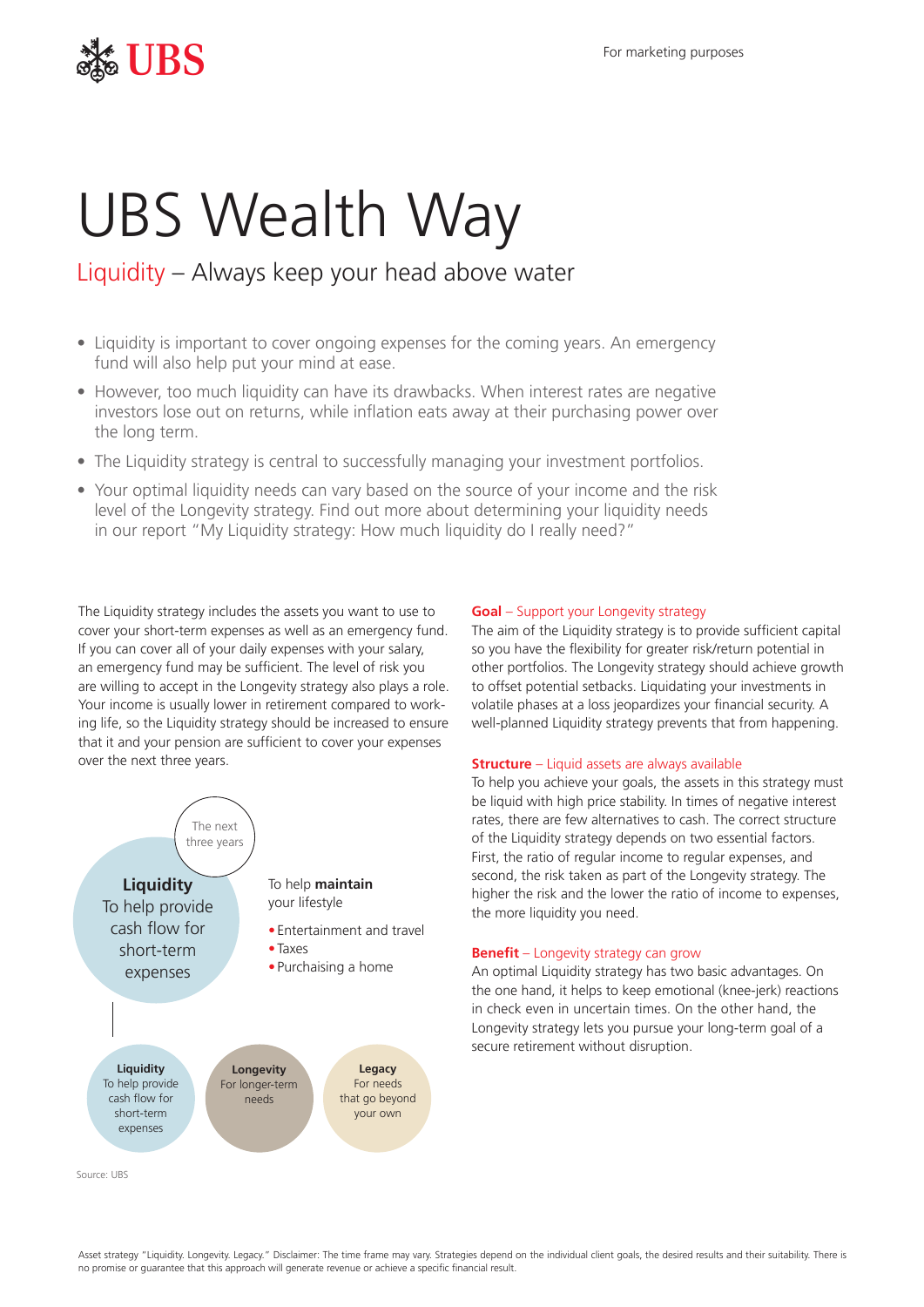UBS

For marketing purposes

# UBS Wealth Way

## Liquidity – Always keep your head above water

- Liquidity is important to cover ongoing expenses for the coming years. An emergency fund will also help put your mind at ease.
- However, too much liquidity can have its drawbacks. When interest rates are negative investors lose out on returns, while inflation eats away at their purchasing power over the long term.
- The Liquidity strategy is central to successfully managing your investment portfolios.
- Your optimal liquidity needs can vary based on the source of your income and the risk level of the Longevity strategy. Find out more about determining your liquidity needs in our report "My Liquidity strategy: How much liquidity do I really need?"

The Liquidity strategy includes the assets you want to use to cover your short-term expenses as well as an emergency fund. If you can cover all of your daily expenses with your salary, an emergency fund may be sufficient. The level of risk you are willing to accept in the Longevity strategy also plays a role. Your income is usually lower in retirement compared to working life, so the Liquidity strategy should be increased to ensure that it and your pension are sufficient to cover your expenses over the next three years.

The next three years

**Liquidity**
To help provide cash flow for short-term expenses

To help **maintain** your lifestyle

- Entertainment and travel
- Taxes
- Purchasing a home

**Liquidity**
To help provide cash flow for short-term expenses

**Longevity**
For longer-term needs

**Legacy**
For needs that go beyond your own

Source: UBS

### Goal – Support your Longevity strategy

The aim of the Liquidity strategy is to provide sufficient capital so you have the flexibility for greater risk/return potential in other portfolios. The Longevity strategy should achieve growth to offset potential setbacks. Liquidating your investments in volatile phases at a loss jeopardizes your financial security. A well-planned Liquidity strategy prevents that from happening.

### Structure – Liquid assets are always available

To help you achieve your goals, the assets in this strategy must be liquid with high price stability. In times of negative interest rates, there are few alternatives to cash. The correct structure of the Liquidity strategy depends on two essential factors. First, the ratio of regular income to regular expenses, and second, the risk taken as part of the Longevity strategy. The higher the risk and the lower the ratio of income to expenses, the more liquidity you need.

### Benefit – Longevity strategy can grow

An optimal Liquidity strategy has two basic advantages. On the one hand, it helps to keep emotional (knee-jerk) reactions in check even in uncertain times. On the other hand, the Longevity strategy lets you pursue your long-term goal of a secure retirement without disruption.

Asset strategy "Liquidity. Longevity. Legacy." Disclaimer: The time frame may vary. Strategies depend on the individual client goals, the desired results and their suitability. There is no promise or guarantee that this approach will generate revenue or achieve a specific financial result.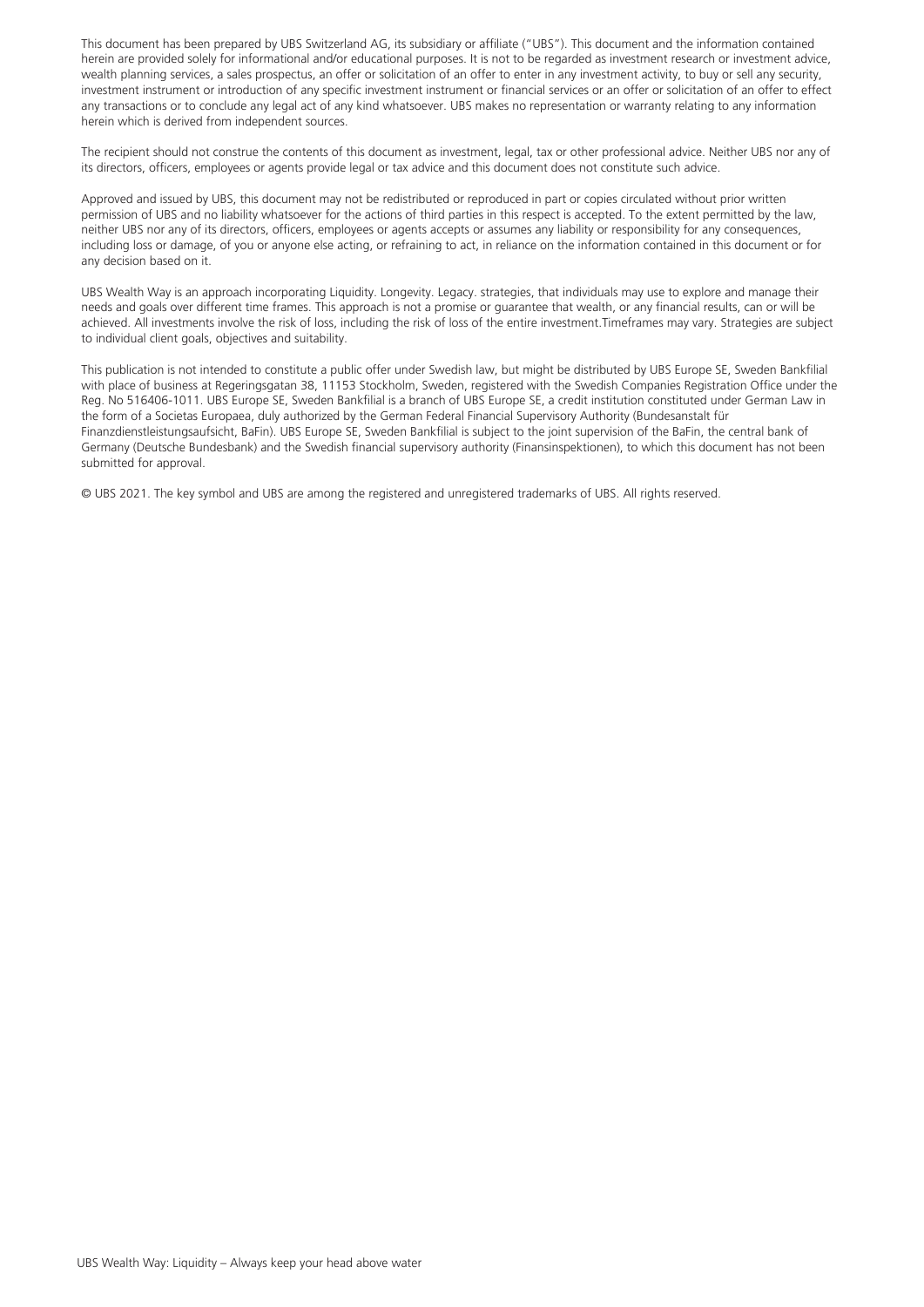This document has been prepared by UBS Switzerland AG, its subsidiary or affiliate ("UBS"). This document and the information contained herein are provided solely for informational and/or educational purposes. It is not to be regarded as investment research or investment advice, wealth planning services, a sales prospectus, an offer or solicitation of an offer to enter in any investment activity, to buy or sell any security, investment instrument or introduction of any specific investment instrument or financial services or an offer or solicitation of an offer to effect any transactions or to conclude any legal act of any kind whatsoever. UBS makes no representation or warranty relating to any information herein which is derived from independent sources.

The recipient should not construe the contents of this document as investment, legal, tax or other professional advice. Neither UBS nor any of its directors, officers, employees or agents provide legal or tax advice and this document does not constitute such advice.

Approved and issued by UBS, this document may not be redistributed or reproduced in part or copies circulated without prior written permission of UBS and no liability whatsoever for the actions of third parties in this respect is accepted. To the extent permitted by the law, neither UBS nor any of its directors, officers, employees or agents accepts or assumes any liability or responsibility for any consequences, including loss or damage, of you or anyone else acting, or refraining to act, in reliance on the information contained in this document or for any decision based on it.

UBS Wealth Way is an approach incorporating Liquidity. Longevity. Legacy. strategies, that individuals may use to explore and manage their needs and goals over different time frames. This approach is not a promise or guarantee that wealth, or any financial results, can or will be achieved. All investments involve the risk of loss, including the risk of loss of the entire investment.Timeframes may vary. Strategies are subject to individual client goals, objectives and suitability.

This publication is not intended to constitute a public offer under Swedish law, but might be distributed by UBS Europe SE, Sweden Bankfilial with place of business at Regeringsgatan 38, 11153 Stockholm, Sweden, registered with the Swedish Companies Registration Office under the Reg. No 516406-1011. UBS Europe SE, Sweden Bankfilial is a branch of UBS Europe SE, a credit institution constituted under German Law in the form of a Societas Europaea, duly authorized by the German Federal Financial Supervisory Authority (Bundesanstalt für Finanzdienstleistungsaufsicht, BaFin). UBS Europe SE, Sweden Bankfilial is subject to the joint supervision of the BaFin, the central bank of Germany (Deutsche Bundesbank) and the Swedish financial supervisory authority (Finansinspektionen), to which this document has not been submitted for approval.

© UBS 2021. The key symbol and UBS are among the registered and unregistered trademarks of UBS. All rights reserved.